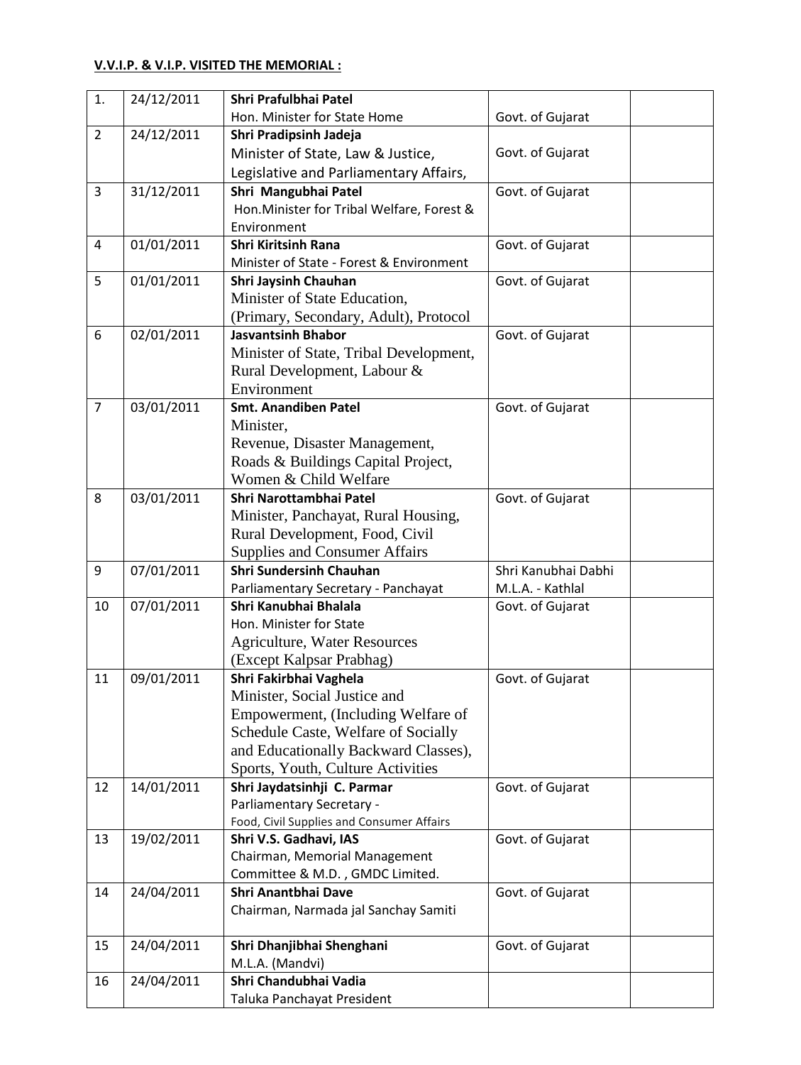**V.V.I.P. & V.I.P. VISITED THE MEMORIAL :**

| | | | | |
|---|---|---|---|---|
| 1. | 24/12/2011 | **Shri Prafulbhai Patel**<br>Hon. Minister for State Home | Govt. of Gujarat | |
| 2 | 24/12/2011 | **Shri Pradipsinh Jadeja**<br>Minister of State, Law & Justice, Legislative and Parliamentary Affairs, | Govt. of Gujarat | |
| 3 | 31/12/2011 | **Shri Mangubhai Patel**<br>Hon.Minister for Tribal Welfare, Forest & Environment | Govt. of Gujarat | |
| 4 | 01/01/2011 | **Shri Kiritsinh Rana**<br>Minister of State - Forest & Environment | Govt. of Gujarat | |
| 5 | 01/01/2011 | **Shri Jaysinh Chauhan**<br>Minister of State Education, (Primary, Secondary, Adult), Protocol | Govt. of Gujarat | |
| 6 | 02/01/2011 | **Jasvantsinh Bhabor**<br>Minister of State, Tribal Development, Rural Development, Labour & Environment | Govt. of Gujarat | |
| 7 | 03/01/2011 | **Smt. Anandiben Patel**<br>Minister,<br>Revenue, Disaster Management, Roads & Buildings Capital Project, Women & Child Welfare | Govt. of Gujarat | |
| 8 | 03/01/2011 | **Shri Narottambhai Patel**<br>Minister, Panchayat, Rural Housing, Rural Development, Food, Civil Supplies and Consumer Affairs | Govt. of Gujarat | |
| 9 | 07/01/2011 | **Shri Sundersinh Chauhan**<br>Parliamentary Secretary - Panchayat | Shri Kanubhai Dabhi<br>M.L.A. - Kathlal | |
| 10 | 07/01/2011 | **Shri Kanubhai Bhalala**<br>Hon. Minister for State<br>Agriculture, Water Resources (Except Kalpsar Prabhag) | Govt. of Gujarat | |
| 11 | 09/01/2011 | **Shri Fakirbhai Vaghela**<br>Minister, Social Justice and Empowerment, (Including Welfare of Schedule Caste, Welfare of Socially and Educationally Backward Classes), Sports, Youth, Culture Activities | Govt. of Gujarat | |
| 12 | 14/01/2011 | **Shri Jaydatsinhji C. Parmar**<br>Parliamentary Secretary -<br>Food, Civil Supplies and Consumer Affairs | Govt. of Gujarat | |
| 13 | 19/02/2011 | **Shri V.S. Gadhavi, IAS**<br>Chairman, Memorial Management Committee & M.D. , GMDC Limited. | Govt. of Gujarat | |
| 14 | 24/04/2011 | **Shri Anantbhai Dave**<br>Chairman, Narmada jal Sanchay Samiti | Govt. of Gujarat | |
| 15 | 24/04/2011 | **Shri Dhanjibhai Shenghani**<br>M.L.A. (Mandvi) | Govt. of Gujarat | |
| 16 | 24/04/2011 | **Shri Chandubhai Vadia**<br>Taluka Panchayat President | | |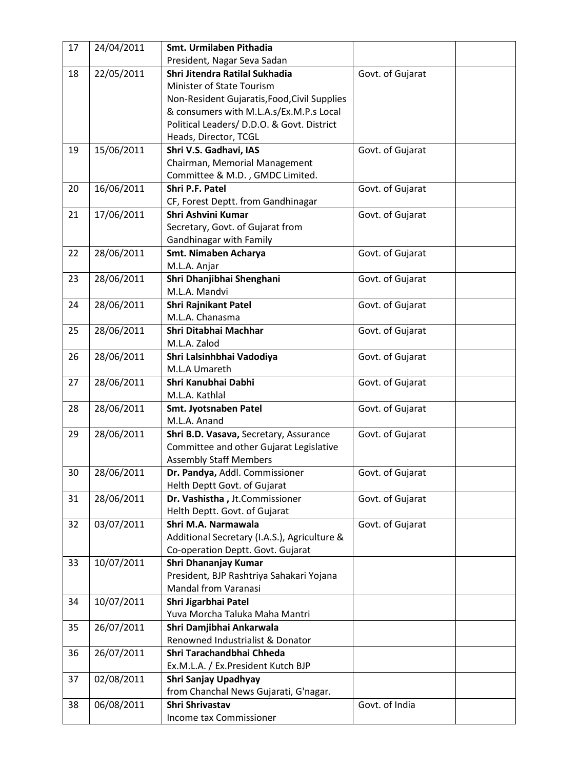| | | | | |
|---|---|---|---|---|
| 17 | 24/04/2011 | **Smt. Urmilaben Pithadia** President, Nagar Seva Sadan | | |
| 18 | 22/05/2011 | **Shri Jitendra Ratilal Sukhadia** Minister of State Tourism Non-Resident Gujaratis,Food,Civil Supplies & consumers with M.L.A.s/Ex.M.P.s Local Political Leaders/ D.D.O. & Govt. District Heads, Director, TCGL | Govt. of Gujarat | |
| 19 | 15/06/2011 | **Shri V.S. Gadhavi, IAS** Chairman, Memorial Management Committee & M.D. , GMDC Limited. | Govt. of Gujarat | |
| 20 | 16/06/2011 | **Shri P.F. Patel** CF, Forest Deptt. from Gandhinagar | Govt. of Gujarat | |
| 21 | 17/06/2011 | **Shri Ashvini Kumar** Secretary, Govt. of Gujarat from Gandhinagar with Family | Govt. of Gujarat | |
| 22 | 28/06/2011 | **Smt. Nimaben Acharya** M.L.A. Anjar | Govt. of Gujarat | |
| 23 | 28/06/2011 | **Shri Dhanjibhai Shenghani** M.L.A. Mandvi | Govt. of Gujarat | |
| 24 | 28/06/2011 | **Shri Rajnikant Patel** M.L.A. Chanasma | Govt. of Gujarat | |
| 25 | 28/06/2011 | **Shri Ditabhai Machhar** M.L.A. Zalod | Govt. of Gujarat | |
| 26 | 28/06/2011 | **Shri Lalsinhbhai Vadodiya** M.L.A Umareth | Govt. of Gujarat | |
| 27 | 28/06/2011 | **Shri Kanubhai Dabhi** M.L.A. Kathlal | Govt. of Gujarat | |
| 28 | 28/06/2011 | **Smt. Jyotsnaben Patel** M.L.A. Anand | Govt. of Gujarat | |
| 29 | 28/06/2011 | **Shri B.D. Vasava,** Secretary, Assurance Committee and other Gujarat Legislative Assembly Staff Members | Govt. of Gujarat | |
| 30 | 28/06/2011 | **Dr. Pandya,** Addl. Commissioner Helth Deptt Govt. of Gujarat | Govt. of Gujarat | |
| 31 | 28/06/2011 | **Dr. Vashistha ,** Jt.Commissioner Helth Deptt. Govt. of Gujarat | Govt. of Gujarat | |
| 32 | 03/07/2011 | **Shri M.A. Narmawala** Additional Secretary (I.A.S.), Agriculture & Co-operation Deptt. Govt. Gujarat | Govt. of Gujarat | |
| 33 | 10/07/2011 | **Shri Dhananjay Kumar** President, BJP Rashtriya Sahakari Yojana Mandal from Varanasi | | |
| 34 | 10/07/2011 | **Shri Jigarbhai Patel** Yuva Morcha Taluka Maha Mantri | | |
| 35 | 26/07/2011 | **Shri Damjibhai Ankarwala** Renowned Industrialist & Donator | | |
| 36 | 26/07/2011 | **Shri Tarachandbhai Chheda** Ex.M.L.A. / Ex.President Kutch BJP | | |
| 37 | 02/08/2011 | **Shri Sanjay Upadhyay** from Chanchal News Gujarati, G'nagar. | | |
| 38 | 06/08/2011 | **Shri Shrivastav** Income tax Commissioner | Govt. of India | |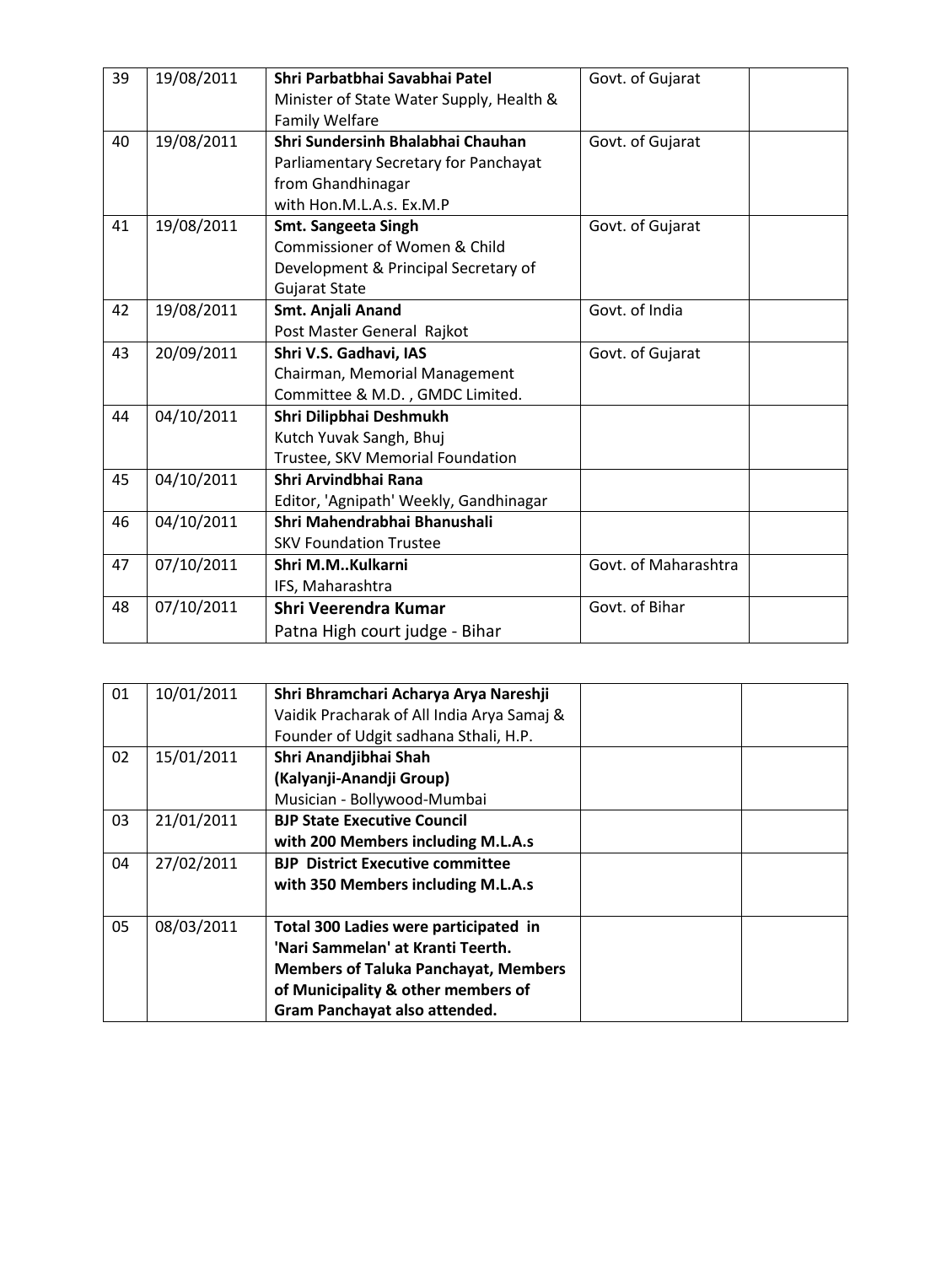| | | | | |
|---|---|---|---|---|
| 39 | 19/08/2011 | **Shri Parbatbhai Savabhai Patel**<br>Minister of State Water Supply, Health & Family Welfare | Govt. of Gujarat | |
| 40 | 19/08/2011 | **Shri Sundersinh Bhalabhai Chauhan**<br>Parliamentary Secretary for Panchayat from Ghandhinagar<br>with Hon.M.L.A.s. Ex.M.P | Govt. of Gujarat | |
| 41 | 19/08/2011 | **Smt. Sangeeta Singh**<br>Commissioner of Women & Child Development & Principal Secretary of Gujarat State | Govt. of Gujarat | |
| 42 | 19/08/2011 | **Smt. Anjali Anand**<br>Post Master General Rajkot | Govt. of India | |
| 43 | 20/09/2011 | **Shri V.S. Gadhavi, IAS**<br>Chairman, Memorial Management Committee & M.D. , GMDC Limited. | Govt. of Gujarat | |
| 44 | 04/10/2011 | **Shri Dilipbhai Deshmukh**<br>Kutch Yuvak Sangh, Bhuj<br>Trustee, SKV Memorial Foundation | | |
| 45 | 04/10/2011 | **Shri Arvindbhai Rana**<br>Editor, 'Agnipath' Weekly, Gandhinagar | | |
| 46 | 04/10/2011 | **Shri Mahendrabhai Bhanushali**<br>SKV Foundation Trustee | | |
| 47 | 07/10/2011 | **Shri M.M..Kulkarni**<br>IFS, Maharashtra | Govt. of Maharashtra | |
| 48 | 07/10/2011 | **Shri Veerendra Kumar**<br>Patna High court judge - Bihar | Govt. of Bihar | |

| | | | | |
|---|---|---|---|---|
| 01 | 10/01/2011 | **Shri Bhramchari Acharya Arya Nareshji**<br>Vaidik Pracharak of All India Arya Samaj & Founder of Udgit sadhana Sthali, H.P. | | |
| 02 | 15/01/2011 | **Shri Anandjibhai Shah**<br>**(Kalyanji-Anandji Group)**<br>Musician - Bollywood-Mumbai | | |
| 03 | 21/01/2011 | **BJP State Executive Council with 200 Members including M.L.A.s** | | |
| 04 | 27/02/2011 | **BJP District Executive committee with 350 Members including M.L.A.s** | | |
| 05 | 08/03/2011 | **Total 300 Ladies were participated in 'Nari Sammelan' at Kranti Teerth. Members of Taluka Panchayat, Members of Municipality & other members of Gram Panchayat also attended.** | | |